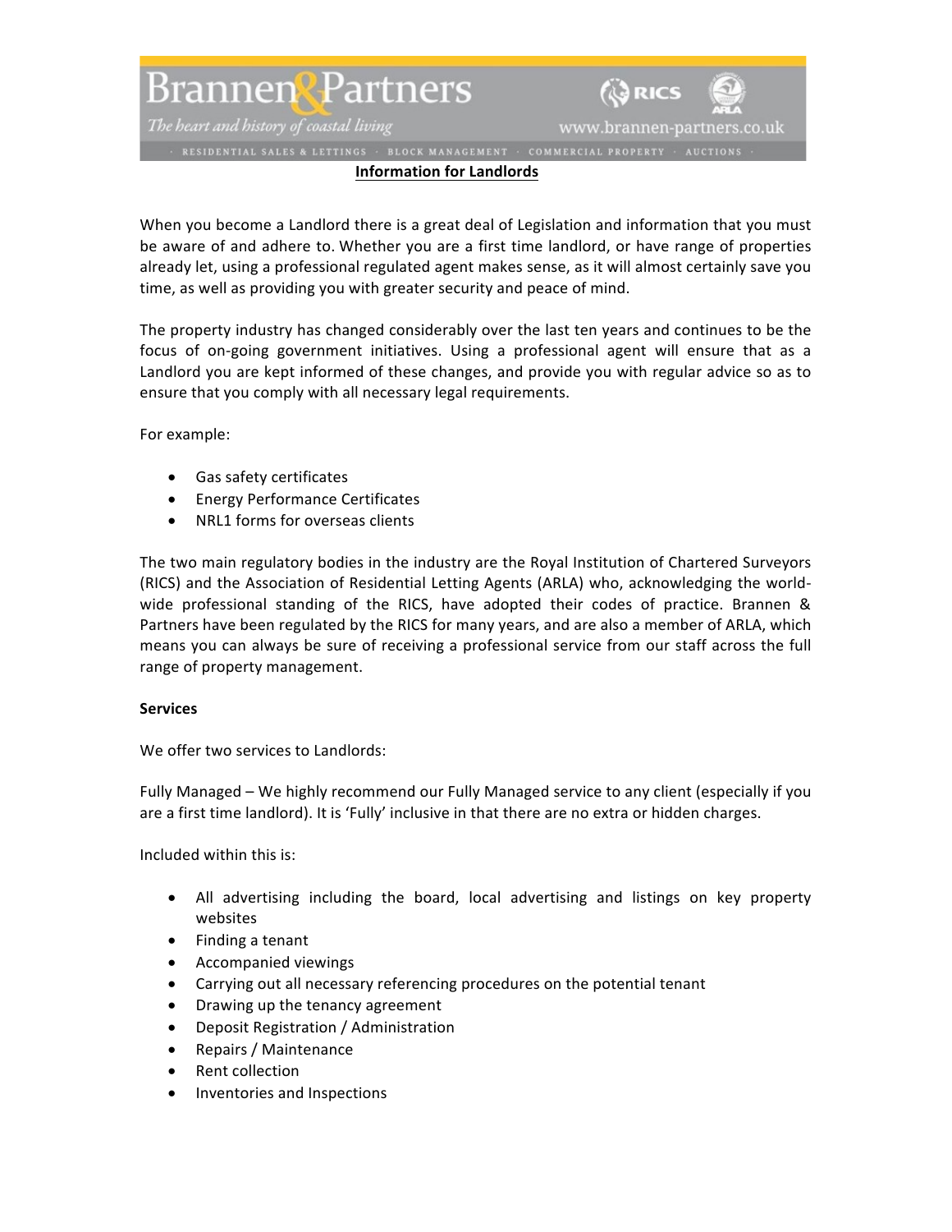# Brannen & Partners

*The heart and history of coastal living*

www.brannen-partners.co.uk

· RESIDENTIAL SALES & LETTINGS · BLOCK MANAGEMENT · COMMERCIAL PROPERTY · AUCTIONS ·

## Information for Landlords

When you become a Landlord there is a great deal of Legislation and information that you must be aware of and adhere to. Whether you are a first time landlord, or have range of properties already let, using a professional regulated agent makes sense, as it will almost certainly save you time, as well as providing you with greater security and peace of mind.

The property industry has changed considerably over the last ten years and continues to be the focus of on-going government initiatives. Using a professional agent will ensure that as a Landlord you are kept informed of these changes, and provide you with regular advice so as to ensure that you comply with all necessary legal requirements.

For example:

- Gas safety certificates
- Energy Performance Certificates
- NRL1 forms for overseas clients

The two main regulatory bodies in the industry are the Royal Institution of Chartered Surveyors (RICS) and the Association of Residential Letting Agents (ARLA) who, acknowledging the world-wide professional standing of the RICS, have adopted their codes of practice. Brannen & Partners have been regulated by the RICS for many years, and are also a member of ARLA, which means you can always be sure of receiving a professional service from our staff across the full range of property management.

**Services**

We offer two services to Landlords:

Fully Managed – We highly recommend our Fully Managed service to any client (especially if you are a first time landlord). It is 'Fully' inclusive in that there are no extra or hidden charges.

Included within this is:

- All advertising including the board, local advertising and listings on key property websites
- Finding a tenant
- Accompanied viewings
- Carrying out all necessary referencing procedures on the potential tenant
- Drawing up the tenancy agreement
- Deposit Registration / Administration
- Repairs / Maintenance
- Rent collection
- Inventories and Inspections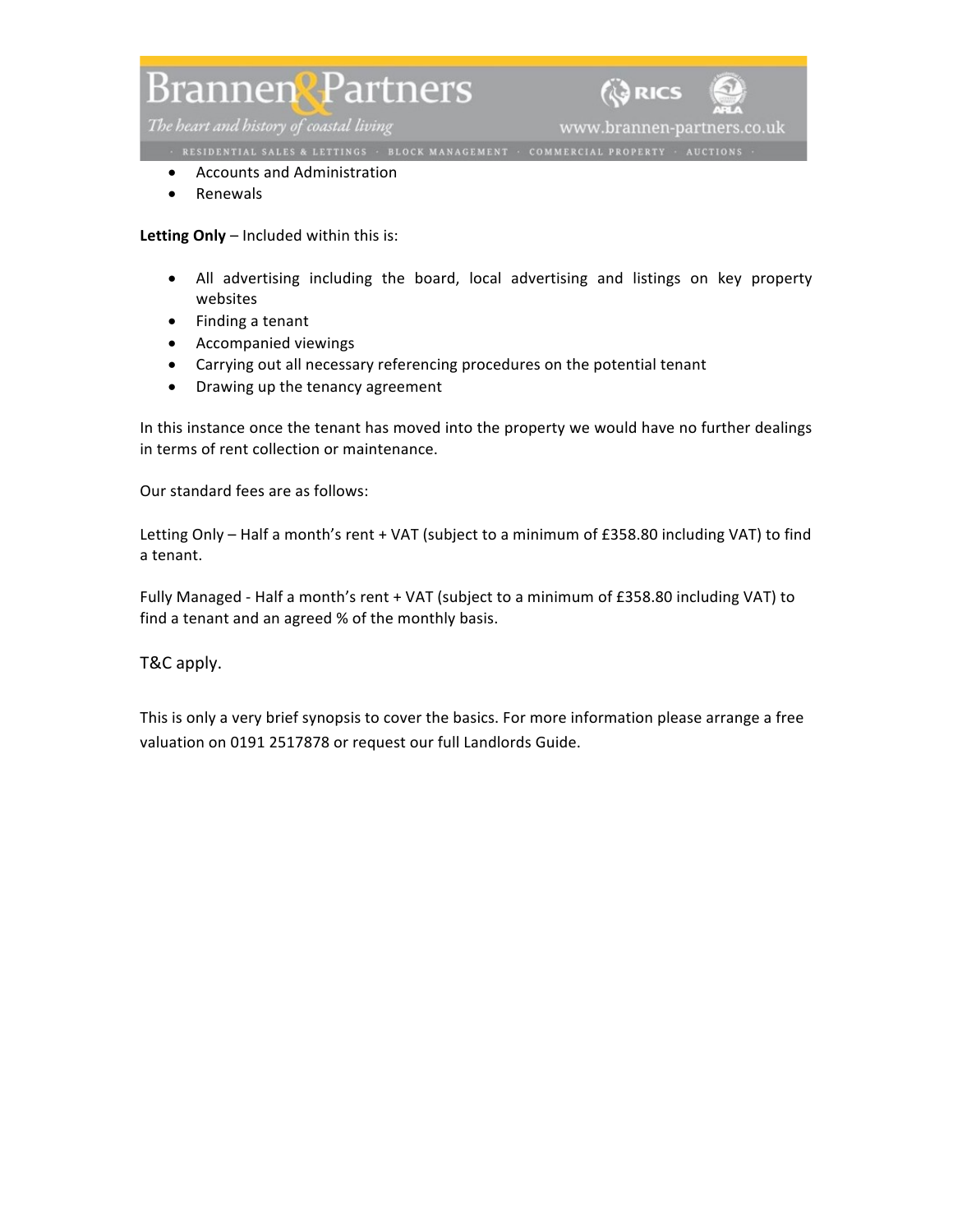- Accounts and Administration
- Renewals

**Letting Only** – Included within this is:

- All advertising including the board, local advertising and listings on key property websites
- Finding a tenant
- Accompanied viewings
- Carrying out all necessary referencing procedures on the potential tenant
- Drawing up the tenancy agreement

In this instance once the tenant has moved into the property we would have no further dealings in terms of rent collection or maintenance.

Our standard fees are as follows:

Letting Only – Half a month's rent + VAT (subject to a minimum of £358.80 including VAT) to find a tenant.

Fully Managed - Half a month's rent + VAT (subject to a minimum of £358.80 including VAT) to find a tenant and an agreed % of the monthly basis.

T&C apply.

This is only a very brief synopsis to cover the basics. For more information please arrange a free valuation on 0191 2517878 or request our full Landlords Guide.